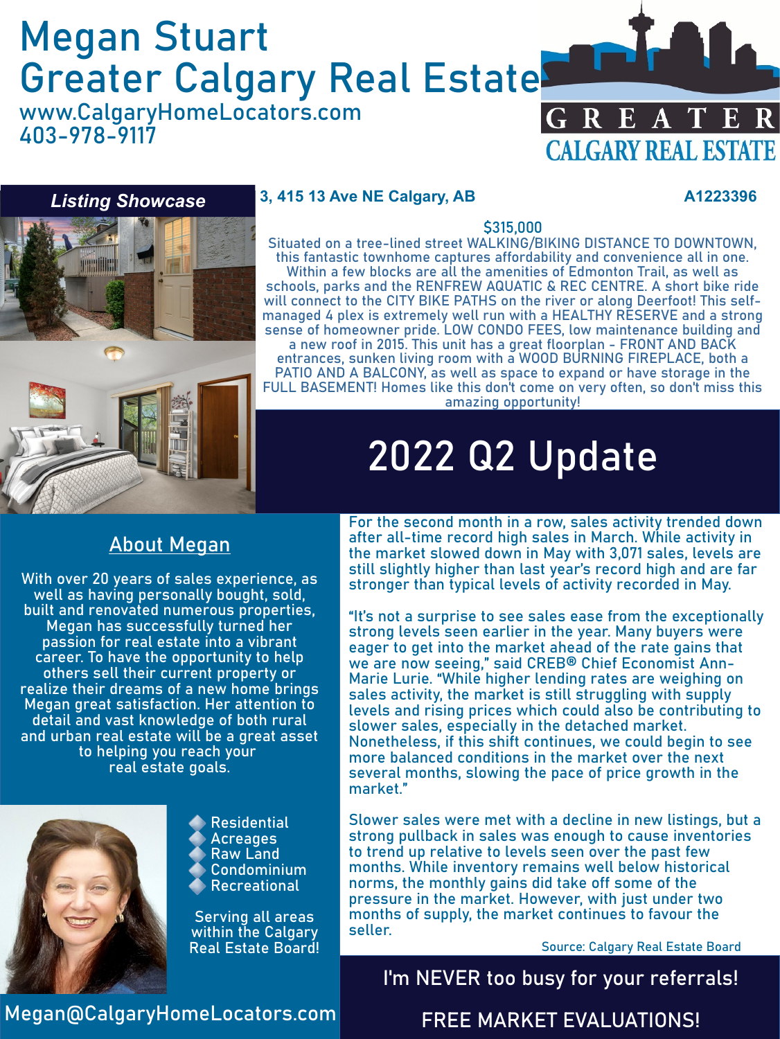# Megan Stuart
# Greater Calgary Real Estate

www.CalgaryHomeLocators.com
403-978-9117

GREATER CALGARY REAL ESTATE

## *Listing Showcase*

**3, 415 13 Ave NE Calgary, AB** **A1223396**

$315,000

Situated on a tree-lined street WALKING/BIKING DISTANCE TO DOWNTOWN, this fantastic townhome captures affordability and convenience all in one. Within a few blocks are all the amenities of Edmonton Trail, as well as schools, parks and the RENFREW AQUATIC & REC CENTRE. A short bike ride will connect to the CITY BIKE PATHS on the river or along Deerfoot! This self-managed 4 plex is extremely well run with a HEALTHY RESERVE and a strong sense of homeowner pride. LOW CONDO FEES, low maintenance building and a new roof in 2015. This unit has a great floorplan - FRONT AND BACK entrances, sunken living room with a WOOD BURNING FIREPLACE, both a PATIO AND A BALCONY, as well as space to expand or have storage in the FULL BASEMENT! Homes like this don't come on very often, so don't miss this amazing opportunity!

## 2022 Q2 Update

For the second month in a row, sales activity trended down after all-time record high sales in March. While activity in the market slowed down in May with 3,071 sales, levels are still slightly higher than last year's record high and are far stronger than typical levels of activity recorded in May.

"It's not a surprise to see sales ease from the exceptionally strong levels seen earlier in the year. Many buyers were eager to get into the market ahead of the rate gains that we are now seeing," said CREB® Chief Economist Ann-Marie Lurie. "While higher lending rates are weighing on sales activity, the market is still struggling with supply levels and rising prices which could also be contributing to slower sales, especially in the detached market. Nonetheless, if this shift continues, we could begin to see more balanced conditions in the market over the next several months, slowing the pace of price growth in the market."

Slower sales were met with a decline in new listings, but a strong pullback in sales was enough to cause inventories to trend up relative to levels seen over the past few months. While inventory remains well below historical norms, the monthly gains did take off some of the pressure in the market. However, with just under two months of supply, the market continues to favour the seller.

Source: Calgary Real Estate Board

## About Megan

With over 20 years of sales experience, as well as having personally bought, sold, built and renovated numerous properties, Megan has successfully turned her passion for real estate into a vibrant career. To have the opportunity to help others sell their current property or realize their dreams of a new home brings Megan great satisfaction. Her attention to detail and vast knowledge of both rural and urban real estate will be a great asset to helping you reach your real estate goals.

- Residential
- Acreages
- Raw Land
- Condominium
- Recreational

Serving all areas within the Calgary Real Estate Board!

Megan@CalgaryHomeLocators.com

I'm NEVER too busy for your referrals!

FREE MARKET EVALUATIONS!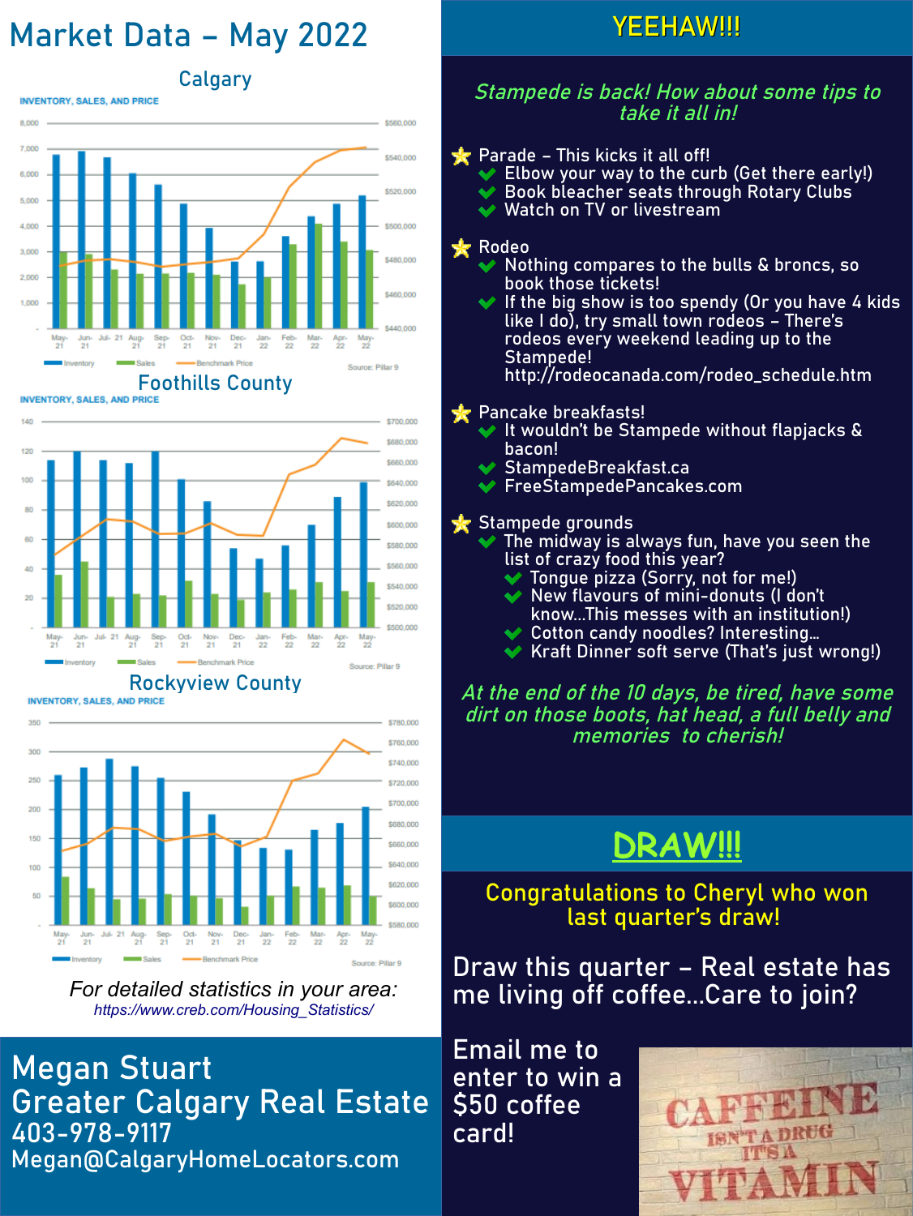# Market Data – May 2022

## Calgary

INVENTORY, SALES, AND PRICE

8,000
7,000
6,000
5,000
4,000
3,000
2,000
1,000
-

$560,000
$540,000
$520,000
$500,000
$480,000
$460,000
$440,000

May-21 Jun-21 Jul-21 Aug-21 Sep-21 Oct-21 Nov-21 Dec-21 Jan-22 Feb-22 Mar-22 Apr-22 May-22

Inventory Sales Benchmark Price

Source: Pillar 9

## Foothills County

INVENTORY, SALES, AND PRICE

140
120
100
80
60
40
20
-

$700,000
$680,000
$660,000
$640,000
$620,000
$600,000
$580,000
$560,000
$540,000
$520,000
$500,000

May-21 Jun-21 Jul-21 Aug-21 Sep-21 Oct-21 Nov-21 Dec-21 Jan-22 Feb-22 Mar-22 Apr-22 May-22

Inventory Sales Benchmark Price

Source: Pillar 9

## Rockyview County

INVENTORY, SALES, AND PRICE

350
300
250
200
150
100
50
-

$780,000
$760,000
$740,000
$720,000
$700,000
$680,000
$660,000
$640,000
$620,000
$600,000
$580,000

May-21 Jun-21 Jul-21 Aug-21 Sep-21 Oct-21 Nov-21 Dec-21 Jan-22 Feb-22 Mar-22 Apr-22 May-22

Inventory Sales Benchmark Price

Source: Pillar 9

*For detailed statistics in your area:*
*https://www.creb.com/Housing_Statistics/*

**Megan Stuart**
**Greater Calgary Real Estate**
403-978-9117
Megan@CalgaryHomeLocators.com

# YEEHAW!!!

*Stampede is back! How about some tips to take it all in!*

- Parade – This kicks it all off!
  - Elbow your way to the curb (Get there early!)
  - Book bleacher seats through Rotary Clubs
  - Watch on TV or livestream
- Rodeo
  - Nothing compares to the bulls & broncs, so book those tickets!
  - If the big show is too spendy (Or you have 4 kids like I do), try small town rodeos – There's rodeos every weekend leading up to the Stampede! http://rodeocanada.com/rodeo_schedule.htm
- Pancake breakfasts!
  - It wouldn't be Stampede without flapjacks & bacon!
  - StampedeBreakfast.ca
  - FreeStampedePancakes.com
- Stampede grounds
  - The midway is always fun, have you seen the list of crazy food this year?
    - Tongue pizza (Sorry, not for me!)
    - New flavours of mini-donuts (I don't know…This messes with an institution!)
    - Cotton candy noodles? Interesting…
    - Kraft Dinner soft serve (That's just wrong!)

*At the end of the 10 days, be tired, have some dirt on those boots, hat head, a full belly and memories to cherish!*

# DRAW!!!

Congratulations to Cheryl who won last quarter's draw!

Draw this quarter – Real estate has me living off coffee…Care to join?

Email me to enter to win a $50 coffee card!

CAFFEINE ISN'T A DRUG IT'S A VITAMIN